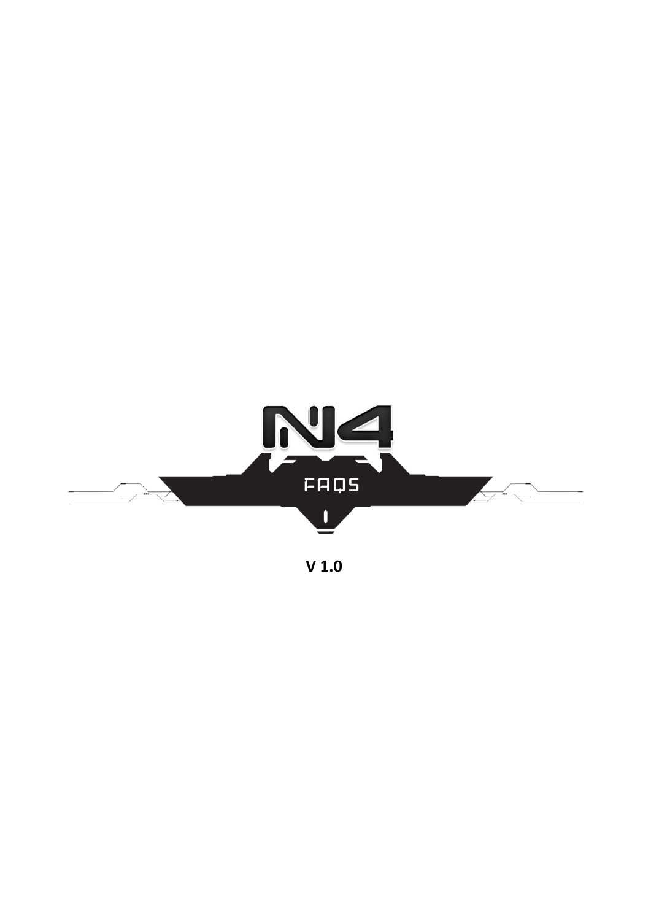# N4

## FAQS

**V 1.0**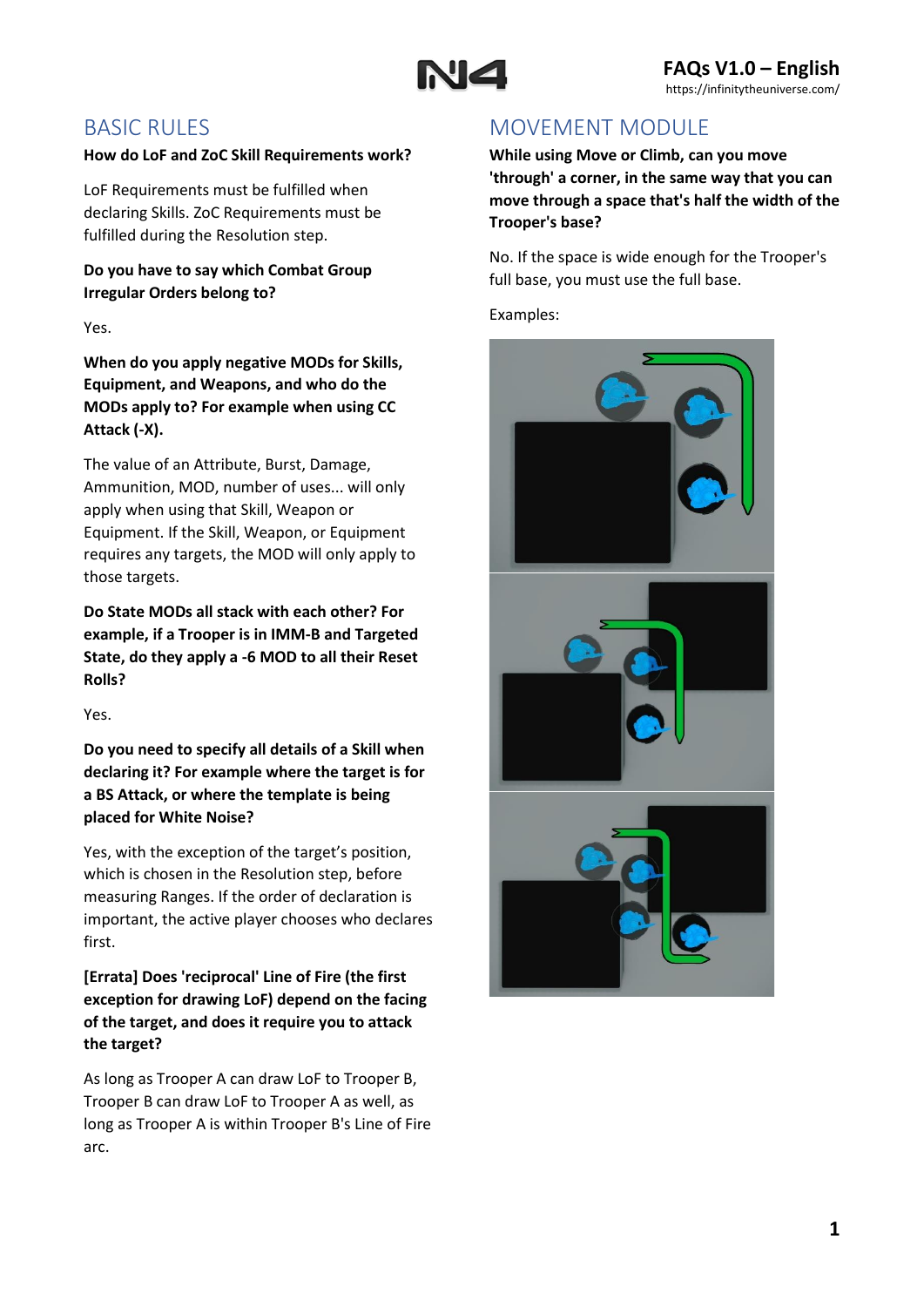## BASIC RULES

**How do LoF and ZoC Skill Requirements work?**

LoF Requirements must be fulfilled when declaring Skills. ZoC Requirements must be fulfilled during the Resolution step.

**Do you have to say which Combat Group Irregular Orders belong to?**

Yes.

**When do you apply negative MODs for Skills, Equipment, and Weapons, and who do the MODs apply to? For example when using CC Attack (-X).**

The value of an Attribute, Burst, Damage, Ammunition, MOD, number of uses... will only apply when using that Skill, Weapon or Equipment. If the Skill, Weapon, or Equipment requires any targets, the MOD will only apply to those targets.

**Do State MODs all stack with each other? For example, if a Trooper is in IMM-B and Targeted State, do they apply a -6 MOD to all their Reset Rolls?**

Yes.

**Do you need to specify all details of a Skill when declaring it? For example where the target is for a BS Attack, or where the template is being placed for White Noise?**

Yes, with the exception of the target's position, which is chosen in the Resolution step, before measuring Ranges. If the order of declaration is important, the active player chooses who declares first.

**[Errata] Does 'reciprocal' Line of Fire (the first exception for drawing LoF) depend on the facing of the target, and does it require you to attack the target?**

As long as Trooper A can draw LoF to Trooper B, Trooper B can draw LoF to Trooper A as well, as long as Trooper A is within Trooper B's Line of Fire arc.

## MOVEMENT MODULE

**While using Move or Climb, can you move 'through' a corner, in the same way that you can move through a space that's half the width of the Trooper's base?**

No. If the space is wide enough for the Trooper's full base, you must use the full base.

Examples: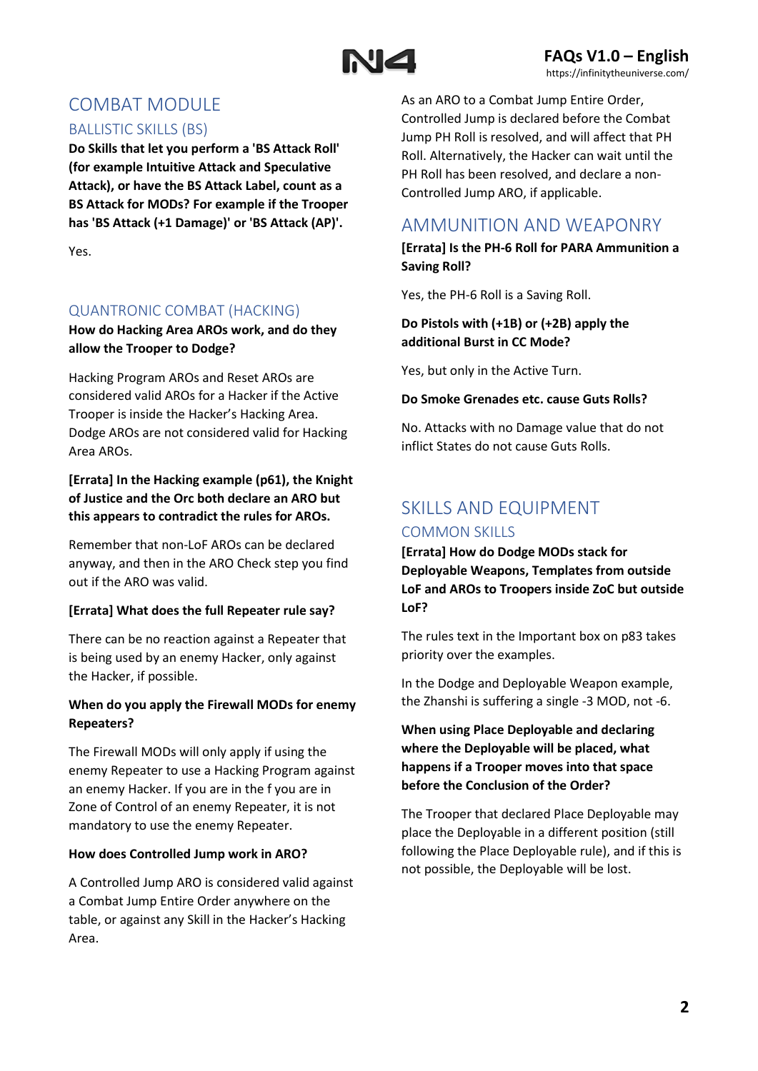# COMBAT MODULE

## BALLISTIC SKILLS (BS)

**Do Skills that let you perform a 'BS Attack Roll' (for example Intuitive Attack and Speculative Attack), or have the BS Attack Label, count as a BS Attack for MODs? For example if the Trooper has 'BS Attack (+1 Damage)' or 'BS Attack (AP)'.**

Yes.

## QUANTRONIC COMBAT (HACKING)

**How do Hacking Area AROs work, and do they allow the Trooper to Dodge?**

Hacking Program AROs and Reset AROs are considered valid AROs for a Hacker if the Active Trooper is inside the Hacker's Hacking Area. Dodge AROs are not considered valid for Hacking Area AROs.

**[Errata] In the Hacking example (p61), the Knight of Justice and the Orc both declare an ARO but this appears to contradict the rules for AROs.**

Remember that non-LoF AROs can be declared anyway, and then in the ARO Check step you find out if the ARO was valid.

**[Errata] What does the full Repeater rule say?**

There can be no reaction against a Repeater that is being used by an enemy Hacker, only against the Hacker, if possible.

**When do you apply the Firewall MODs for enemy Repeaters?**

The Firewall MODs will only apply if using the enemy Repeater to use a Hacking Program against an enemy Hacker. If you are in the f you are in Zone of Control of an enemy Repeater, it is not mandatory to use the enemy Repeater.

**How does Controlled Jump work in ARO?**

A Controlled Jump ARO is considered valid against a Combat Jump Entire Order anywhere on the table, or against any Skill in the Hacker's Hacking Area.

As an ARO to a Combat Jump Entire Order, Controlled Jump is declared before the Combat Jump PH Roll is resolved, and will affect that PH Roll. Alternatively, the Hacker can wait until the PH Roll has been resolved, and declare a non-Controlled Jump ARO, if applicable.

# AMMUNITION AND WEAPONRY

**[Errata] Is the PH-6 Roll for PARA Ammunition a Saving Roll?**

Yes, the PH-6 Roll is a Saving Roll.

**Do Pistols with (+1B) or (+2B) apply the additional Burst in CC Mode?**

Yes, but only in the Active Turn.

**Do Smoke Grenades etc. cause Guts Rolls?**

No. Attacks with no Damage value that do not inflict States do not cause Guts Rolls.

# SKILLS AND EQUIPMENT

## COMMON SKILLS

**[Errata] How do Dodge MODs stack for Deployable Weapons, Templates from outside LoF and AROs to Troopers inside ZoC but outside LoF?**

The rules text in the Important box on p83 takes priority over the examples.

In the Dodge and Deployable Weapon example, the Zhanshi is suffering a single -3 MOD, not -6.

**When using Place Deployable and declaring where the Deployable will be placed, what happens if a Trooper moves into that space before the Conclusion of the Order?**

The Trooper that declared Place Deployable may place the Deployable in a different position (still following the Place Deployable rule), and if this is not possible, the Deployable will be lost.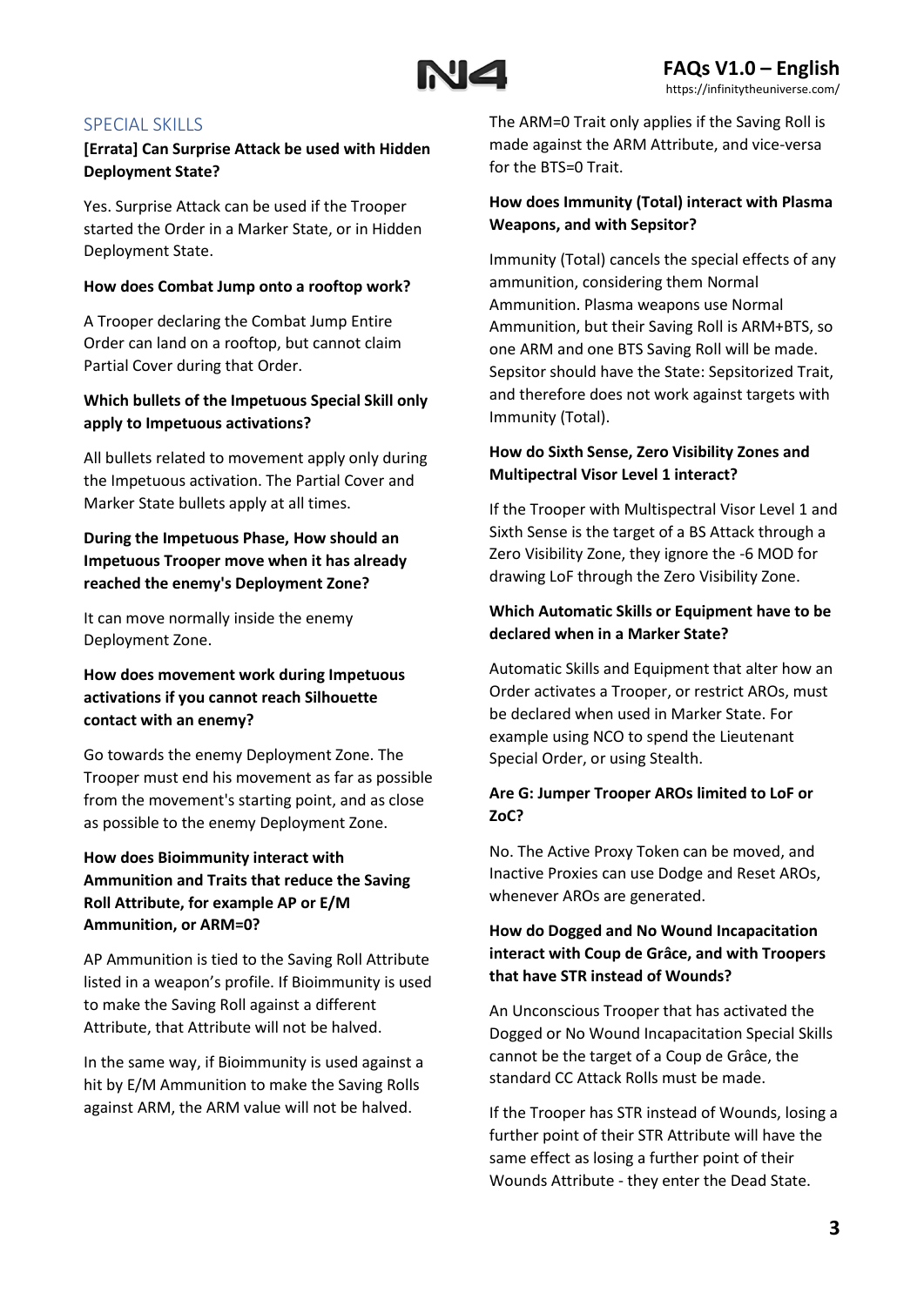## SPECIAL SKILLS

**[Errata] Can Surprise Attack be used with Hidden Deployment State?**

Yes. Surprise Attack can be used if the Trooper started the Order in a Marker State, or in Hidden Deployment State.

**How does Combat Jump onto a rooftop work?**

A Trooper declaring the Combat Jump Entire Order can land on a rooftop, but cannot claim Partial Cover during that Order.

**Which bullets of the Impetuous Special Skill only apply to Impetuous activations?**

All bullets related to movement apply only during the Impetuous activation. The Partial Cover and Marker State bullets apply at all times.

**During the Impetuous Phase, How should an Impetuous Trooper move when it has already reached the enemy's Deployment Zone?**

It can move normally inside the enemy Deployment Zone.

**How does movement work during Impetuous activations if you cannot reach Silhouette contact with an enemy?**

Go towards the enemy Deployment Zone. The Trooper must end his movement as far as possible from the movement's starting point, and as close as possible to the enemy Deployment Zone.

**How does Bioimmunity interact with Ammunition and Traits that reduce the Saving Roll Attribute, for example AP or E/M Ammunition, or ARM=0?**

AP Ammunition is tied to the Saving Roll Attribute listed in a weapon's profile. If Bioimmunity is used to make the Saving Roll against a different Attribute, that Attribute will not be halved.

In the same way, if Bioimmunity is used against a hit by E/M Ammunition to make the Saving Rolls against ARM, the ARM value will not be halved.

The ARM=0 Trait only applies if the Saving Roll is made against the ARM Attribute, and vice-versa for the BTS=0 Trait.

**How does Immunity (Total) interact with Plasma Weapons, and with Sepsitor?**

Immunity (Total) cancels the special effects of any ammunition, considering them Normal Ammunition. Plasma weapons use Normal Ammunition, but their Saving Roll is ARM+BTS, so one ARM and one BTS Saving Roll will be made. Sepsitor should have the State: Sepsitorized Trait, and therefore does not work against targets with Immunity (Total).

**How do Sixth Sense, Zero Visibility Zones and Multipectral Visor Level 1 interact?**

If the Trooper with Multispectral Visor Level 1 and Sixth Sense is the target of a BS Attack through a Zero Visibility Zone, they ignore the -6 MOD for drawing LoF through the Zero Visibility Zone.

**Which Automatic Skills or Equipment have to be declared when in a Marker State?**

Automatic Skills and Equipment that alter how an Order activates a Trooper, or restrict AROs, must be declared when used in Marker State. For example using NCO to spend the Lieutenant Special Order, or using Stealth.

**Are G: Jumper Trooper AROs limited to LoF or ZoC?**

No. The Active Proxy Token can be moved, and Inactive Proxies can use Dodge and Reset AROs, whenever AROs are generated.

**How do Dogged and No Wound Incapacitation interact with Coup de Grâce, and with Troopers that have STR instead of Wounds?**

An Unconscious Trooper that has activated the Dogged or No Wound Incapacitation Special Skills cannot be the target of a Coup de Grâce, the standard CC Attack Rolls must be made.

If the Trooper has STR instead of Wounds, losing a further point of their STR Attribute will have the same effect as losing a further point of their Wounds Attribute - they enter the Dead State.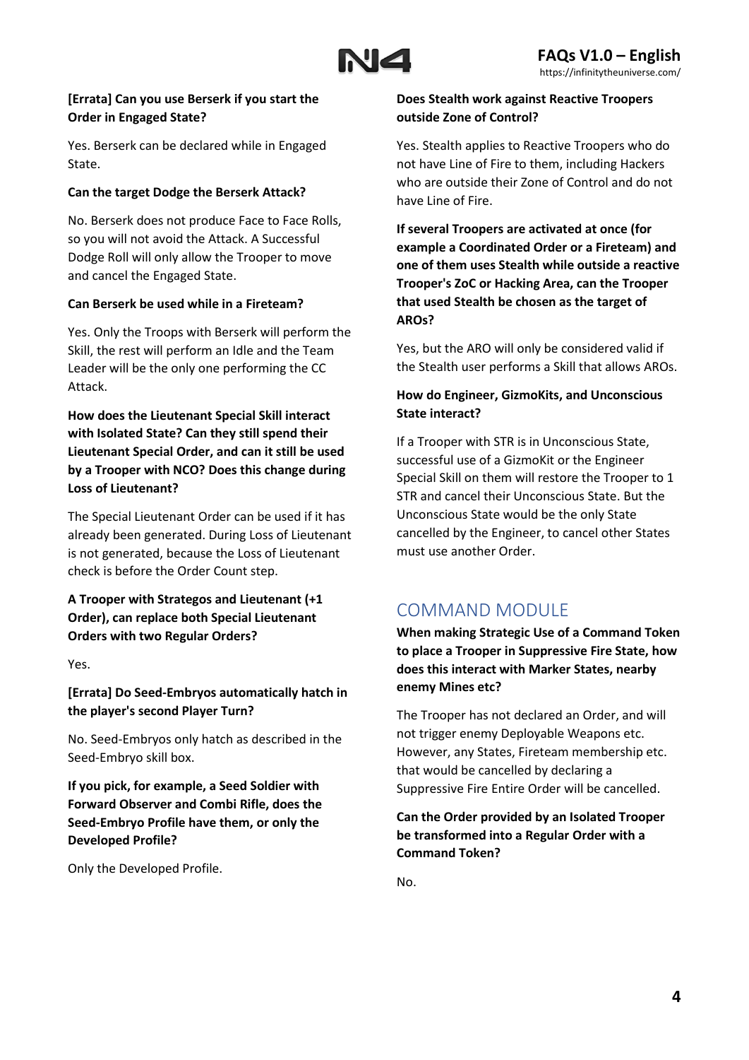**[Errata] Can you use Berserk if you start the Order in Engaged State?**

Yes. Berserk can be declared while in Engaged State.

**Can the target Dodge the Berserk Attack?**

No. Berserk does not produce Face to Face Rolls, so you will not avoid the Attack. A Successful Dodge Roll will only allow the Trooper to move and cancel the Engaged State.

**Can Berserk be used while in a Fireteam?**

Yes. Only the Troops with Berserk will perform the Skill, the rest will perform an Idle and the Team Leader will be the only one performing the CC Attack.

**How does the Lieutenant Special Skill interact with Isolated State? Can they still spend their Lieutenant Special Order, and can it still be used by a Trooper with NCO? Does this change during Loss of Lieutenant?**

The Special Lieutenant Order can be used if it has already been generated. During Loss of Lieutenant is not generated, because the Loss of Lieutenant check is before the Order Count step.

**A Trooper with Strategos and Lieutenant (+1 Order), can replace both Special Lieutenant Orders with two Regular Orders?**

Yes.

**[Errata] Do Seed-Embryos automatically hatch in the player's second Player Turn?**

No. Seed-Embryos only hatch as described in the Seed-Embryo skill box.

**If you pick, for example, a Seed Soldier with Forward Observer and Combi Rifle, does the Seed-Embryo Profile have them, or only the Developed Profile?**

Only the Developed Profile.

**Does Stealth work against Reactive Troopers outside Zone of Control?**

Yes. Stealth applies to Reactive Troopers who do not have Line of Fire to them, including Hackers who are outside their Zone of Control and do not have Line of Fire.

**If several Troopers are activated at once (for example a Coordinated Order or a Fireteam) and one of them uses Stealth while outside a reactive Trooper's ZoC or Hacking Area, can the Trooper that used Stealth be chosen as the target of AROs?**

Yes, but the ARO will only be considered valid if the Stealth user performs a Skill that allows AROs.

**How do Engineer, GizmoKits, and Unconscious State interact?**

If a Trooper with STR is in Unconscious State, successful use of a GizmoKit or the Engineer Special Skill on them will restore the Trooper to 1 STR and cancel their Unconscious State. But the Unconscious State would be the only State cancelled by the Engineer, to cancel other States must use another Order.

## COMMAND MODULE

**When making Strategic Use of a Command Token to place a Trooper in Suppressive Fire State, how does this interact with Marker States, nearby enemy Mines etc?**

The Trooper has not declared an Order, and will not trigger enemy Deployable Weapons etc. However, any States, Fireteam membership etc. that would be cancelled by declaring a Suppressive Fire Entire Order will be cancelled.

**Can the Order provided by an Isolated Trooper be transformed into a Regular Order with a Command Token?**

No.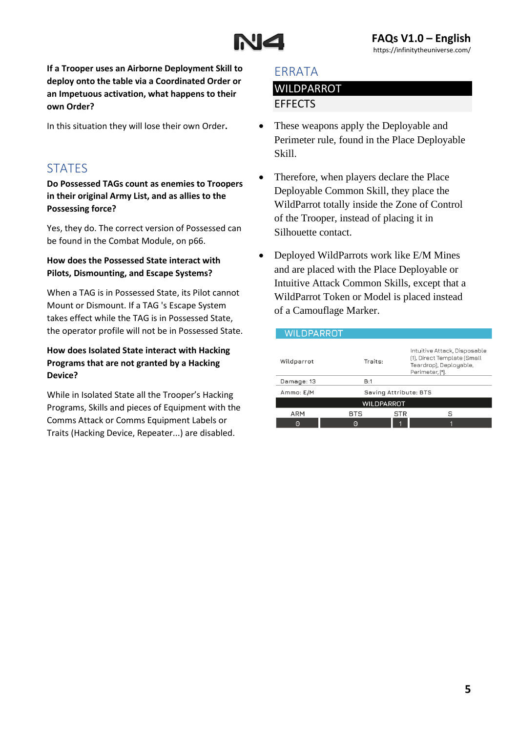**If a Trooper uses an Airborne Deployment Skill to deploy onto the table via a Coordinated Order or an Impetuous activation, what happens to their own Order?**

In this situation they will lose their own Order**.**

## STATES

**Do Possessed TAGs count as enemies to Troopers in their original Army List, and as allies to the Possessing force?**

Yes, they do. The correct version of Possessed can be found in the Combat Module, on p66.

**How does the Possessed State interact with Pilots, Dismounting, and Escape Systems?**

When a TAG is in Possessed State, its Pilot cannot Mount or Dismount. If a TAG 's Escape System takes effect while the TAG is in Possessed State, the operator profile will not be in Possessed State.

**How does Isolated State interact with Hacking Programs that are not granted by a Hacking Device?**

While in Isolated State all the Trooper's Hacking Programs, Skills and pieces of Equipment with the Comms Attack or Comms Equipment Labels or Traits (Hacking Device, Repeater...) are disabled.

## ERRATA

### WILDPARROT

#### EFFECTS

- These weapons apply the Deployable and Perimeter rule, found in the Place Deployable Skill.
- Therefore, when players declare the Place Deployable Common Skill, they place the WildParrot totally inside the Zone of Control of the Trooper, instead of placing it in Silhouette contact.
- Deployed WildParrots work like E/M Mines and are placed with the Place Deployable or Intuitive Attack Common Skills, except that a WildParrot Token or Model is placed instead of a Camouflage Marker.

| WILDPARROT | | | |
|---|---|---|---|
| Wildparrot | | Traits: | Intuitive Attack, Disposable (1), Direct Template (Small Teardrop), Deployable, Perimeter, [*]. |
| Damage: 13 | | B:1 | |
| Ammo: E/M | | Saving Attribute: BTS | |
| WILDPARROT | | | |
| ARM | BTS | STR | S |
| 0 | 0 | 1 | 1 |